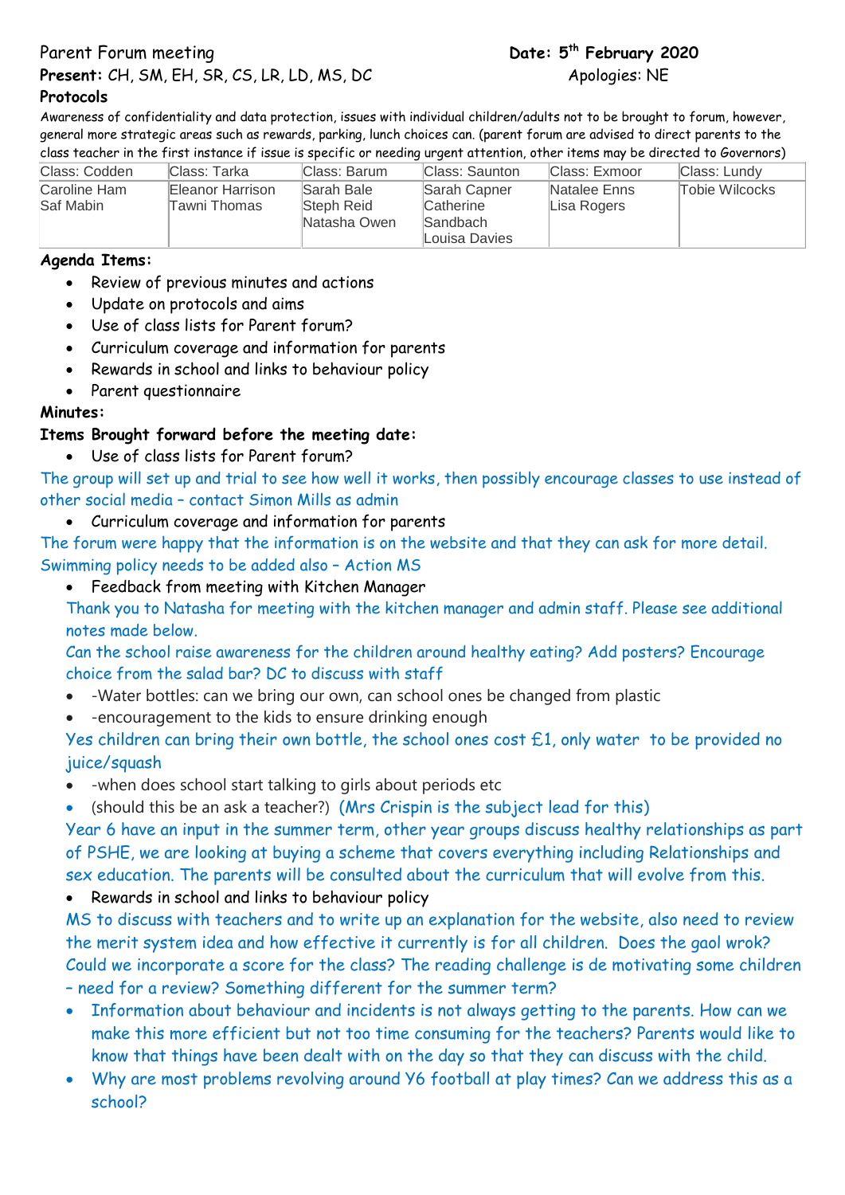Parent Forum meeting **Date: 5th February 2020**

**Present:** CH, SM, EH, SR, CS, LR, LD, MS, DC Apologies: NE

**Protocols**

Awareness of confidentiality and data protection, issues with individual children/adults not to be brought to forum, however, general more strategic areas such as rewards, parking, lunch choices can. (parent forum are advised to direct parents to the class teacher in the first instance if issue is specific or needing urgent attention, other items may be directed to Governors)

| Class: Codden | Class: Tarka | Class: Barum | Class: Saunton | Class: Exmoor | Class: Lundy |
|---|---|---|---|---|---|
| Caroline Ham<br>Saf Mabin | Eleanor Harrison<br>Tawni Thomas | Sarah Bale<br>Steph Reid<br>Natasha Owen | Sarah Capner<br>Catherine Sandbach<br>Louisa Davies | Natalee Enns<br>Lisa Rogers | Tobie Wilcocks |

**Agenda Items:**

- Review of previous minutes and actions
- Update on protocols and aims
- Use of class lists for Parent forum?
- Curriculum coverage and information for parents
- Rewards in school and links to behaviour policy
- Parent questionnaire

**Minutes:**

**Items Brought forward before the meeting date:**

- Use of class lists for Parent forum?

The group will set up and trial to see how well it works, then possibly encourage classes to use instead of other social media – contact Simon Mills as admin

- Curriculum coverage and information for parents

The forum were happy that the information is on the website and that they can ask for more detail. Swimming policy needs to be added also – Action MS

- Feedback from meeting with Kitchen Manager

Thank you to Natasha for meeting with the kitchen manager and admin staff. Please see additional notes made below.

Can the school raise awareness for the children around healthy eating? Add posters? Encourage choice from the salad bar? DC to discuss with staff

- -Water bottles: can we bring our own, can school ones be changed from plastic
- -encouragement to the kids to ensure drinking enough

Yes children can bring their own bottle, the school ones cost £1, only water to be provided no juice/squash

- -when does school start talking to girls about periods etc
- (should this be an ask a teacher?) (Mrs Crispin is the subject lead for this)

Year 6 have an input in the summer term, other year groups discuss healthy relationships as part of PSHE, we are looking at buying a scheme that covers everything including Relationships and sex education. The parents will be consulted about the curriculum that will evolve from this.

- Rewards in school and links to behaviour policy

MS to discuss with teachers and to write up an explanation for the website, also need to review the merit system idea and how effective it currently is for all children. Does the gaol wrok? Could we incorporate a score for the class? The reading challenge is de motivating some children – need for a review? Something different for the summer term?

- Information about behaviour and incidents is not always getting to the parents. How can we make this more efficient but not too time consuming for the teachers? Parents would like to know that things have been dealt with on the day so that they can discuss with the child.
- Why are most problems revolving around Y6 football at play times? Can we address this as a school?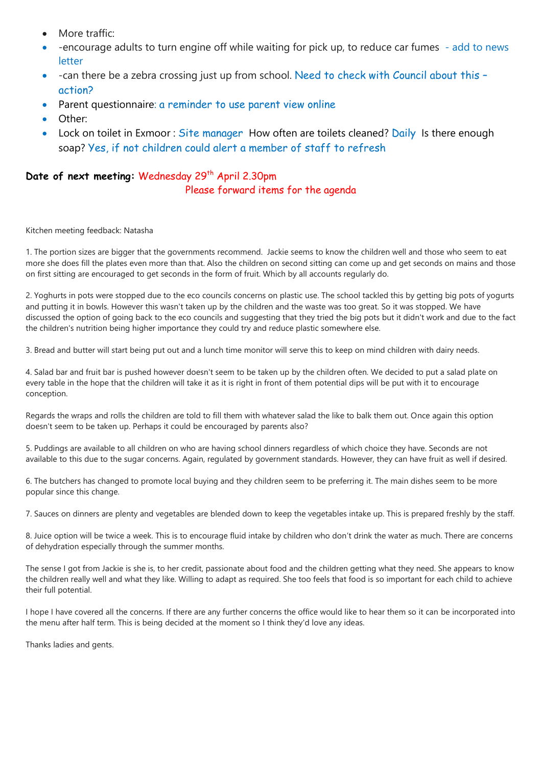- More traffic:
- -encourage adults to turn engine off while waiting for pick up, to reduce car fumes - add to news letter
- -can there be a zebra crossing just up from school. Need to check with Council about this – action?
- Parent questionnaire: a reminder to use parent view online
- Other:
- Lock on toilet in Exmoor : Site manager How often are toilets cleaned? Daily Is there enough soap? Yes, if not children could alert a member of staff to refresh

**Date of next meeting:** Wednesday 29th April 2.30pm

Please forward items for the agenda

Kitchen meeting feedback: Natasha

1. The portion sizes are bigger that the governments recommend. Jackie seems to know the children well and those who seem to eat more she does fill the plates even more than that. Also the children on second sitting can come up and get seconds on mains and those on first sitting are encouraged to get seconds in the form of fruit. Which by all accounts regularly do.

2. Yoghurts in pots were stopped due to the eco councils concerns on plastic use. The school tackled this by getting big pots of yogurts and putting it in bowls. However this wasn't taken up by the children and the waste was too great. So it was stopped. We have discussed the option of going back to the eco councils and suggesting that they tried the big pots but it didn't work and due to the fact the children's nutrition being higher importance they could try and reduce plastic somewhere else.

3. Bread and butter will start being put out and a lunch time monitor will serve this to keep on mind children with dairy needs.

4. Salad bar and fruit bar is pushed however doesn't seem to be taken up by the children often. We decided to put a salad plate on every table in the hope that the children will take it as it is right in front of them potential dips will be put with it to encourage conception.

Regards the wraps and rolls the children are told to fill them with whatever salad the like to balk them out. Once again this option doesn't seem to be taken up. Perhaps it could be encouraged by parents also?

5. Puddings are available to all children on who are having school dinners regardless of which choice they have. Seconds are not available to this due to the sugar concerns. Again, regulated by government standards. However, they can have fruit as well if desired.

6. The butchers has changed to promote local buying and they children seem to be preferring it. The main dishes seem to be more popular since this change.

7. Sauces on dinners are plenty and vegetables are blended down to keep the vegetables intake up. This is prepared freshly by the staff.

8. Juice option will be twice a week. This is to encourage fluid intake by children who don't drink the water as much. There are concerns of dehydration especially through the summer months.

The sense I got from Jackie is she is, to her credit, passionate about food and the children getting what they need. She appears to know the children really well and what they like. Willing to adapt as required. She too feels that food is so important for each child to achieve their full potential.

I hope I have covered all the concerns. If there are any further concerns the office would like to hear them so it can be incorporated into the menu after half term. This is being decided at the moment so I think they'd love any ideas.

Thanks ladies and gents.